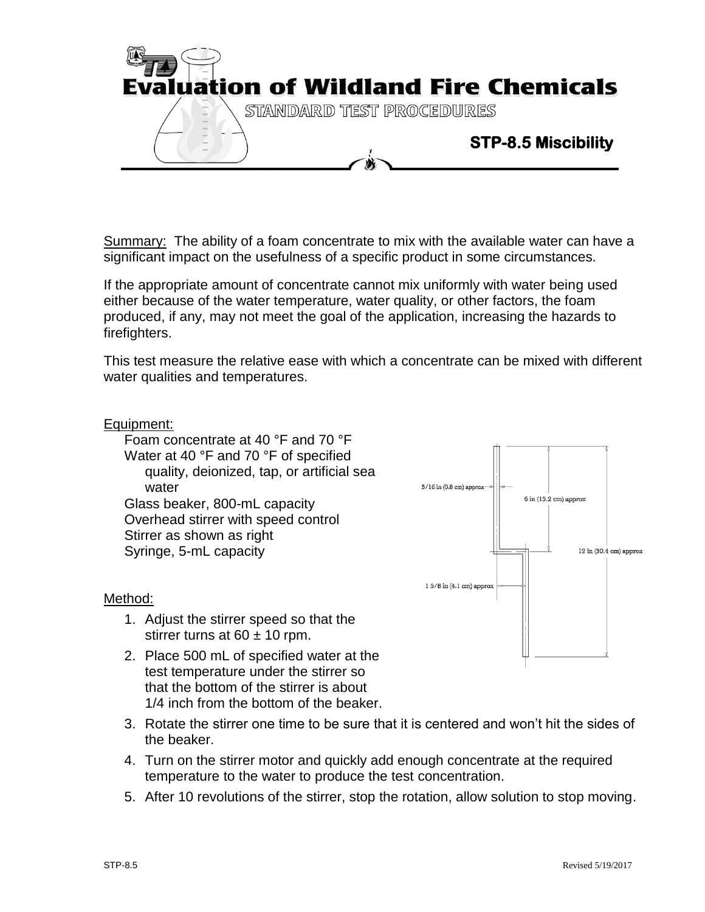# Evaluation of Wildland Fire Chemicals

STANDARD TEST PROCEDURES

## STP-8.5 Miscibility

Summary: The ability of a foam concentrate to mix with the available water can have a significant impact on the usefulness of a specific product in some circumstances.

If the appropriate amount of concentrate cannot mix uniformly with water being used either because of the water temperature, water quality, or other factors, the foam produced, if any, may not meet the goal of the application, increasing the hazards to firefighters.

This test measure the relative ease with which a concentrate can be mixed with different water qualities and temperatures.

Equipment:

- Foam concentrate at 40 °F and 70 °F
- Water at 40 °F and 70 °F of specified quality, deionized, tap, or artificial sea water
- Glass beaker, 800-mL capacity
- Overhead stirrer with speed control
- Stirrer as shown as right
- Syringe, 5-mL capacity

5/16 in (0.8 cm) approx

6 in (15.2 cm) approx

12 in (30.4 cm) approx

1 5/8 in (4.1 cm) approx

Method:

1. Adjust the stirrer speed so that the stirrer turns at 60 ± 10 rpm.
2. Place 500 mL of specified water at the test temperature under the stirrer so that the bottom of the stirrer is about 1/4 inch from the bottom of the beaker.
3. Rotate the stirrer one time to be sure that it is centered and won't hit the sides of the beaker.
4. Turn on the stirrer motor and quickly add enough concentrate at the required temperature to the water to produce the test concentration.
5. After 10 revolutions of the stirrer, stop the rotation, allow solution to stop moving.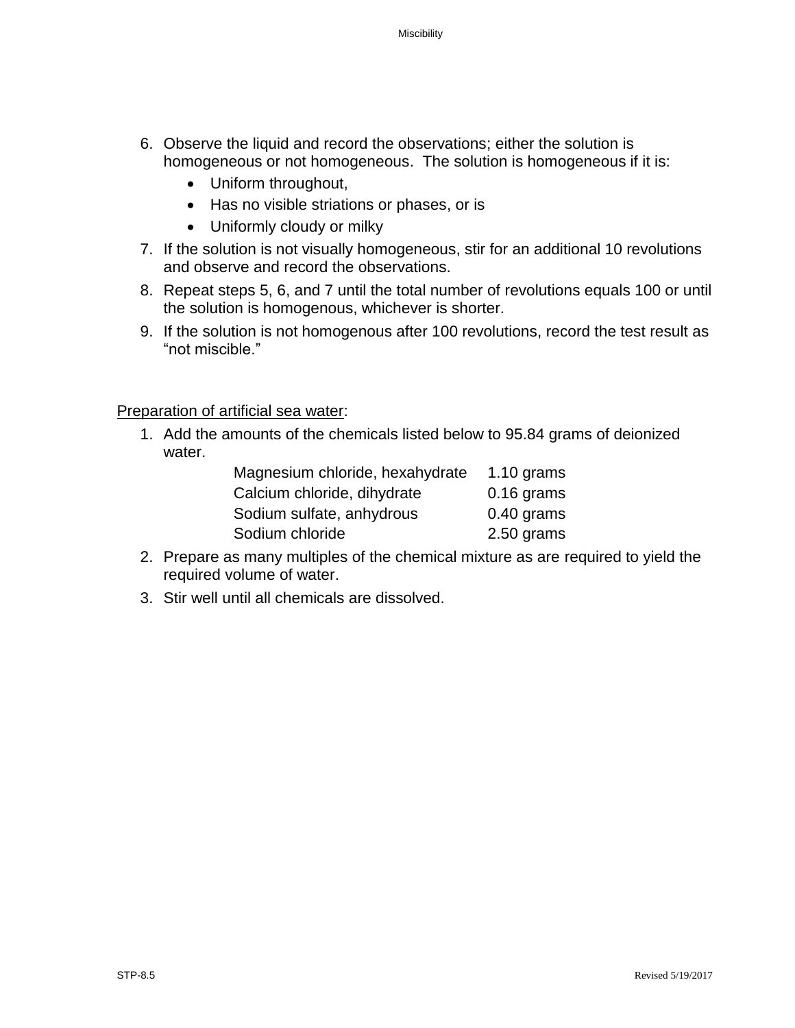6. Observe the liquid and record the observations; either the solution is homogeneous or not homogeneous. The solution is homogeneous if it is:
   - Uniform throughout,
   - Has no visible striations or phases, or is
   - Uniformly cloudy or milky
7. If the solution is not visually homogeneous, stir for an additional 10 revolutions and observe and record the observations.
8. Repeat steps 5, 6, and 7 until the total number of revolutions equals 100 or until the solution is homogenous, whichever is shorter.
9. If the solution is not homogenous after 100 revolutions, record the test result as "not miscible."

<u>Preparation of artificial sea water</u>:

1. Add the amounts of the chemicals listed below to 95.84 grams of deionized water.

| | |
|---|---|
| Magnesium chloride, hexahydrate | 1.10 grams |
| Calcium chloride, dihydrate | 0.16 grams |
| Sodium sulfate, anhydrous | 0.40 grams |
| Sodium chloride | 2.50 grams |

2. Prepare as many multiples of the chemical mixture as are required to yield the required volume of water.
3. Stir well until all chemicals are dissolved.